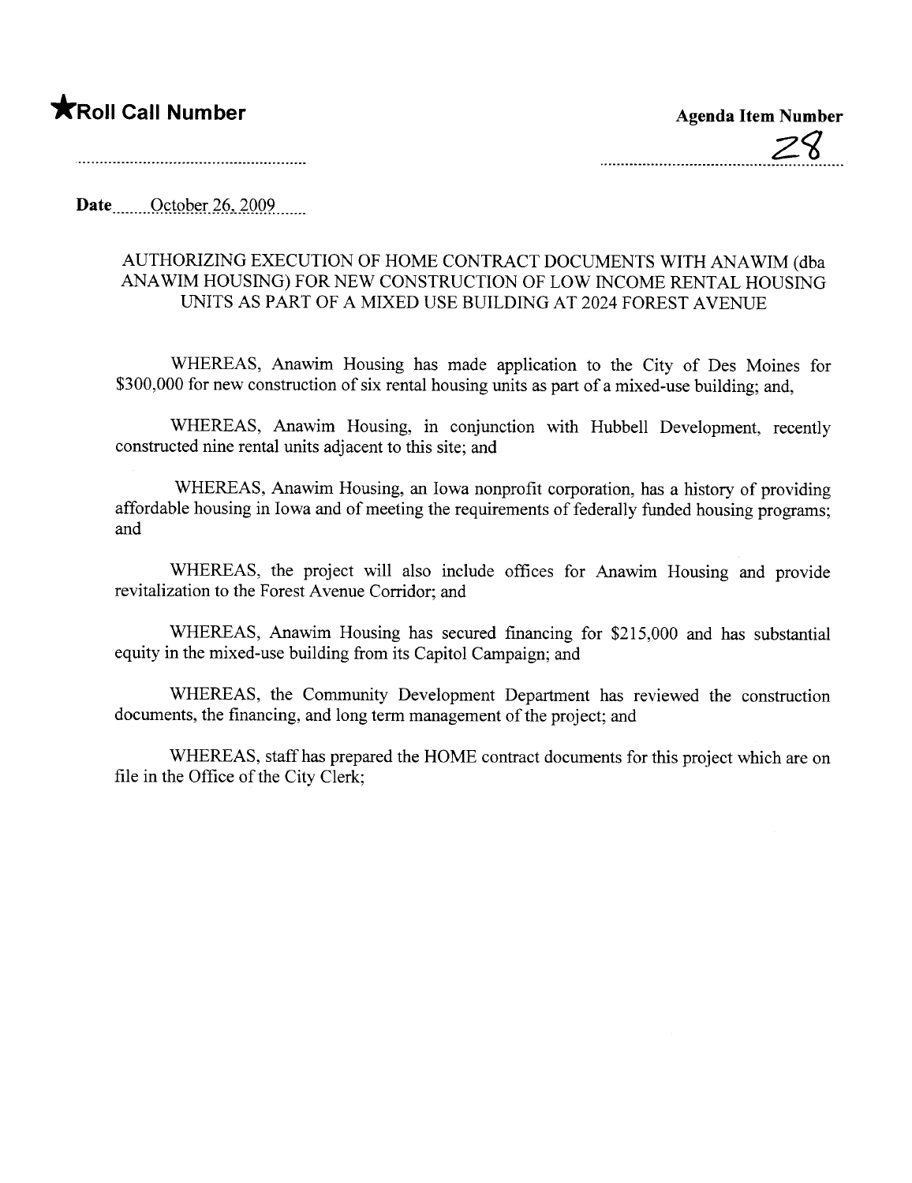★**Roll Call Number**

**Agenda Item Number**

28

**Date** October 26, 2009

AUTHORIZING EXECUTION OF HOME CONTRACT DOCUMENTS WITH ANAWIM (dba ANAWIM HOUSING) FOR NEW CONSTRUCTION OF LOW INCOME RENTAL HOUSING UNITS AS PART OF A MIXED USE BUILDING AT 2024 FOREST AVENUE

WHEREAS, Anawim Housing has made application to the City of Des Moines for $300,000 for new construction of six rental housing units as part of a mixed-use building; and,

WHEREAS, Anawim Housing, in conjunction with Hubbell Development, recently constructed nine rental units adjacent to this site; and

WHEREAS, Anawim Housing, an Iowa nonprofit corporation, has a history of providing affordable housing in Iowa and of meeting the requirements of federally funded housing programs; and

WHEREAS, the project will also include offices for Anawim Housing and provide revitalization to the Forest Avenue Corridor; and

WHEREAS, Anawim Housing has secured financing for $215,000 and has substantial equity in the mixed-use building from its Capitol Campaign; and

WHEREAS, the Community Development Department has reviewed the construction documents, the financing, and long term management of the project; and

WHEREAS, staff has prepared the HOME contract documents for this project which are on file in the Office of the City Clerk;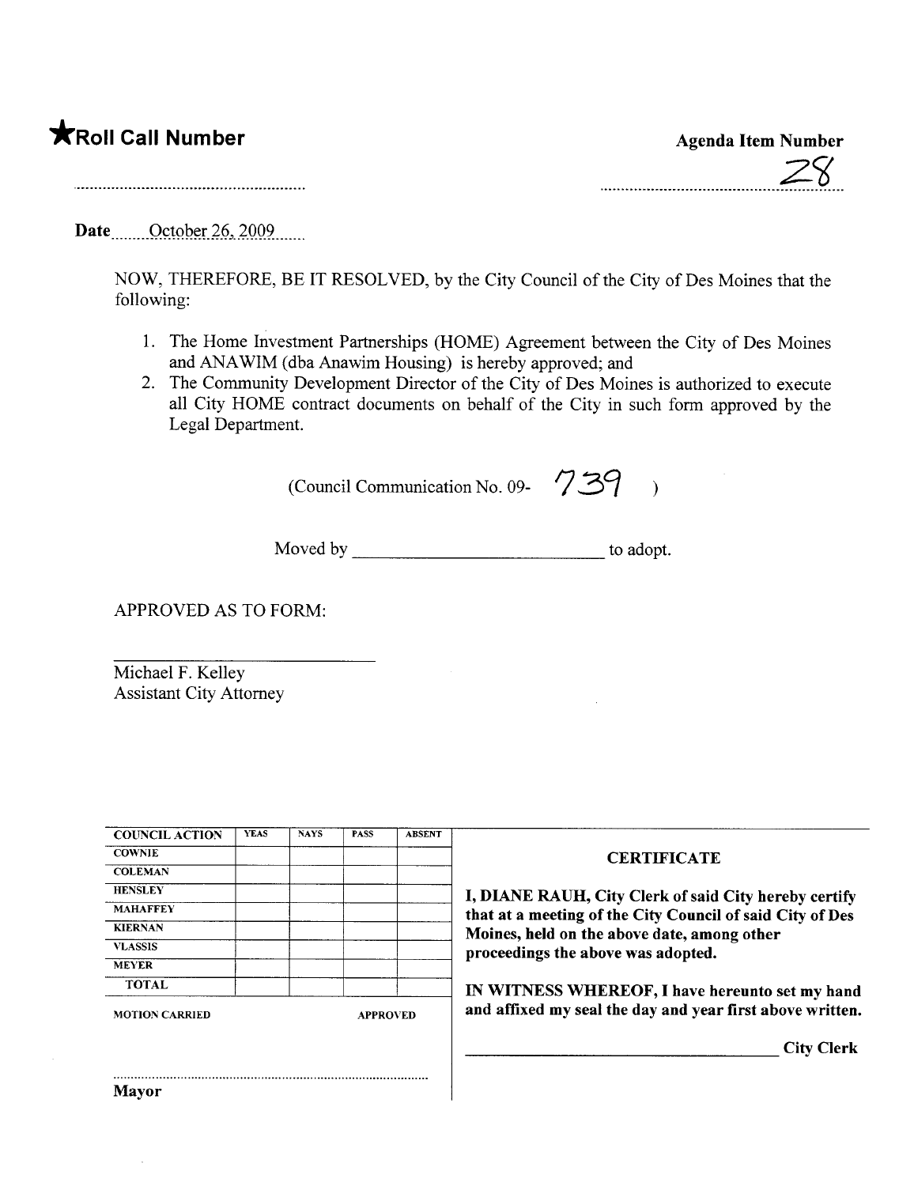★Roll Call Number

Agenda Item Number

28

Date October 26, 2009

NOW, THEREFORE, BE IT RESOLVED, by the City Council of the City of Des Moines that the following:

1. The Home Investment Partnerships (HOME) Agreement between the City of Des Moines and ANAWIM (dba Anawim Housing) is hereby approved; and
2. The Community Development Director of the City of Des Moines is authorized to execute all City HOME contract documents on behalf of the City in such form approved by the Legal Department.

(Council Communication No. 09- 739 )

Moved by ___________________________ to adopt.

APPROVED AS TO FORM:

______________________________
Michael F. Kelley
Assistant City Attorney

| COUNCIL ACTION | YEAS | NAYS | PASS | ABSENT |
|---|---|---|---|---|
| COWNIE | | | | |
| COLEMAN | | | | |
| HENSLEY | | | | |
| MAHAFFEY | | | | |
| KIERNAN | | | | |
| VLASSIS | | | | |
| MEYER | | | | |
| TOTAL | | | | |

MOTION CARRIED APPROVED

........................................................................
Mayor

**CERTIFICATE**

**I, DIANE RAUH, City Clerk of said City hereby certify that at a meeting of the City Council of said City of Des Moines, held on the above date, among other proceedings the above was adopted.**

**IN WITNESS WHEREOF, I have hereunto set my hand and affixed my seal the day and year first above written.**

______________________________ **City Clerk**